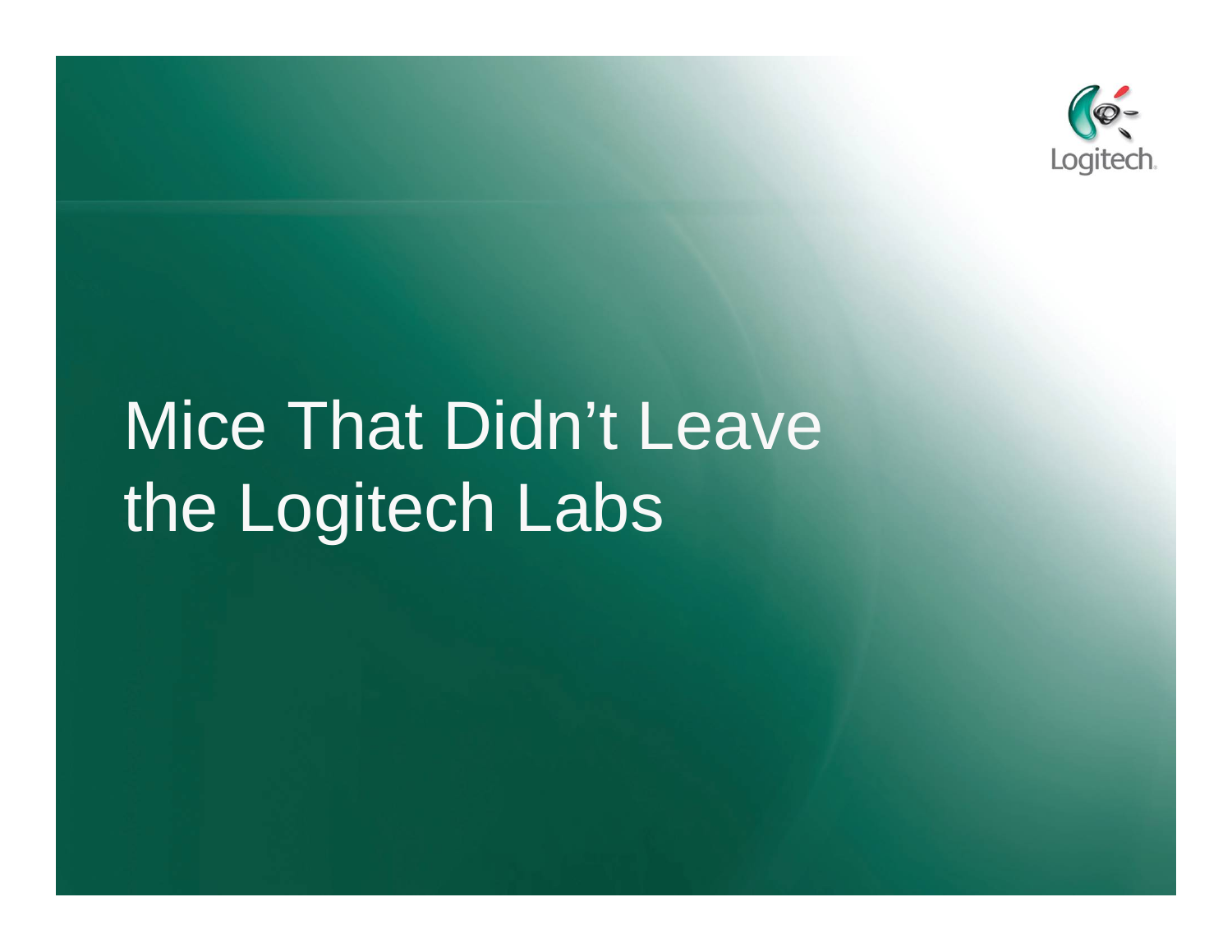Logitech

# Mice That Didn't Leave the Logitech Labs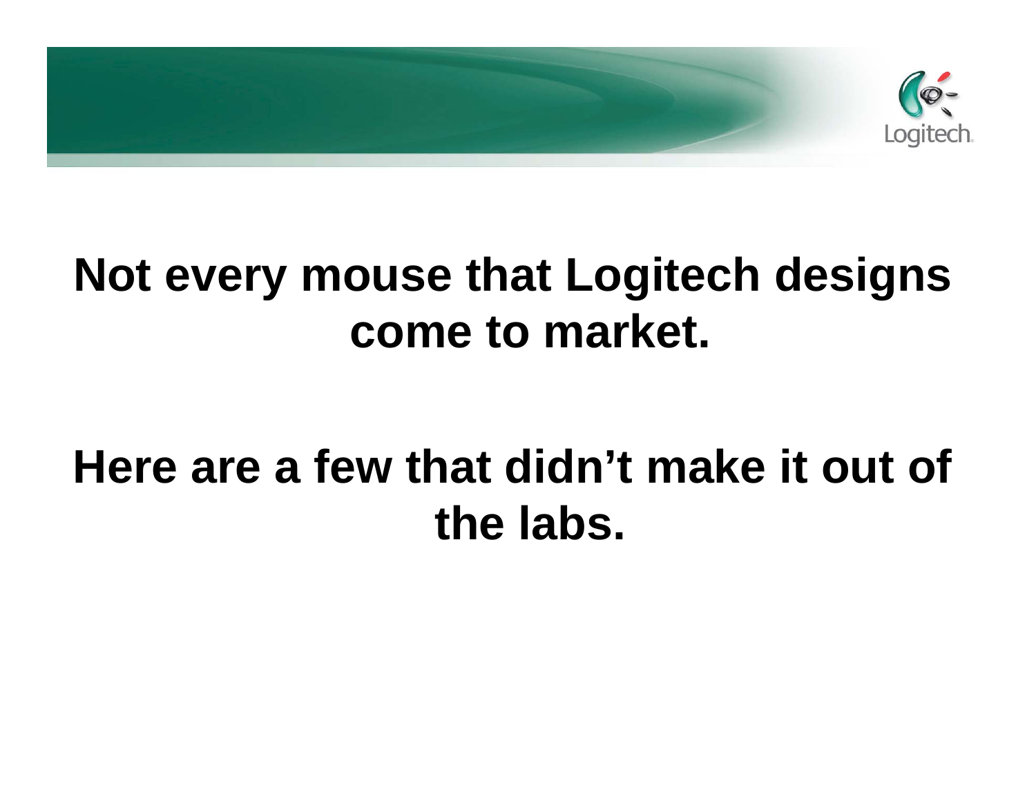**Not every mouse that Logitech designs come to market.**

**Here are a few that didn't make it out of the labs.**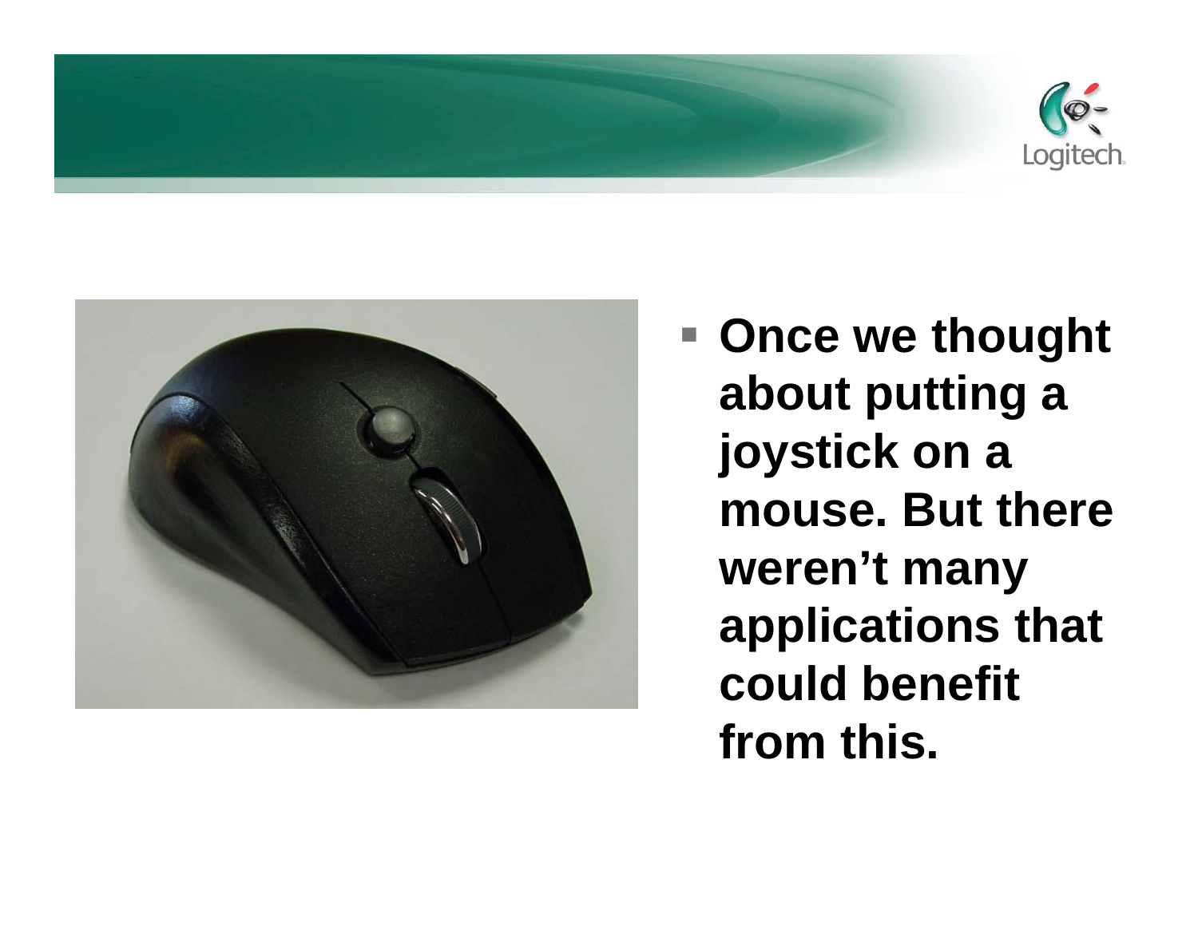- **Once we thought about putting a joystick on a mouse. But there weren't many applications that could benefit from this.**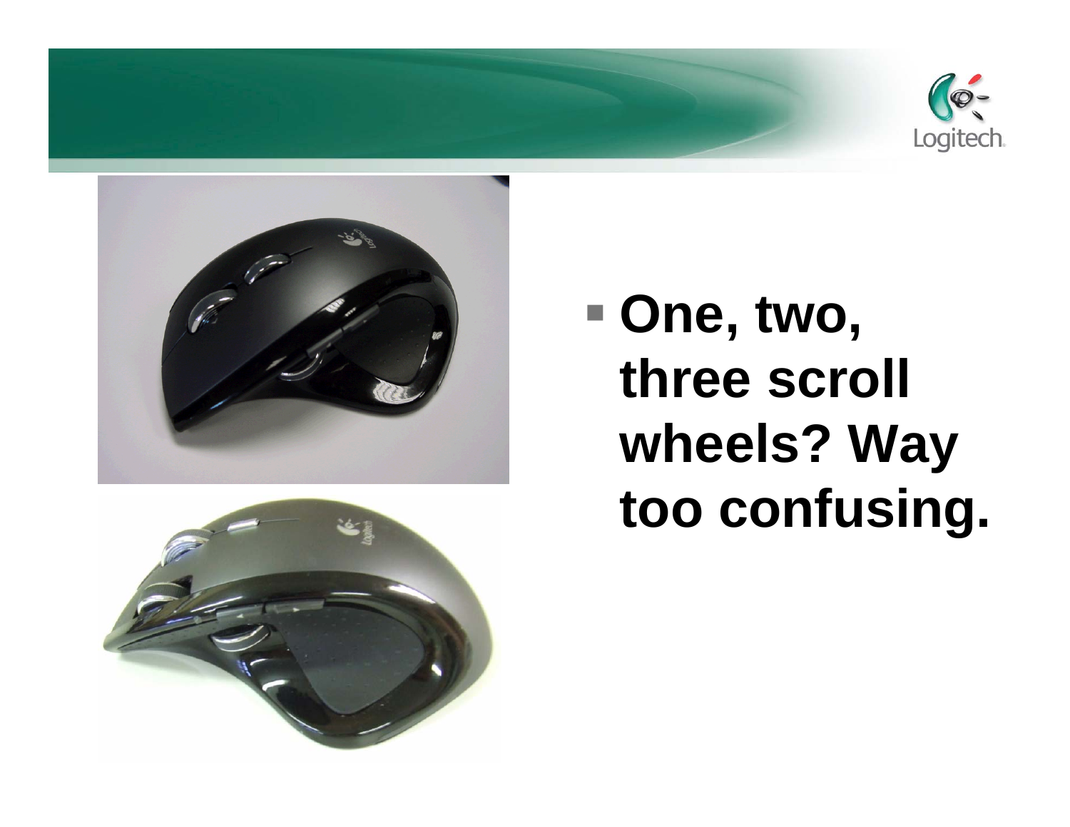- **One, two, three scroll wheels? Way too confusing.**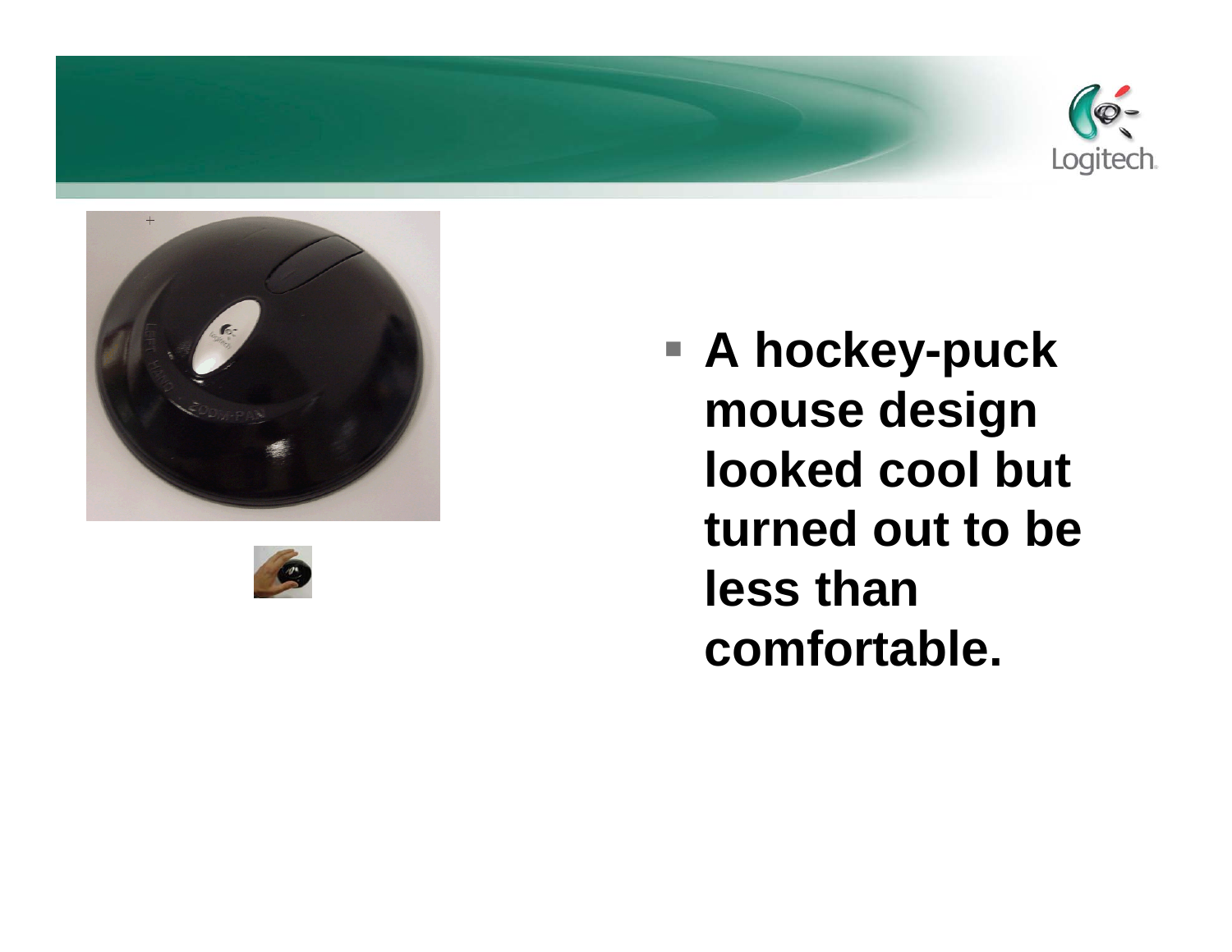- **A hockey-puck mouse design looked cool but turned out to be less than comfortable.**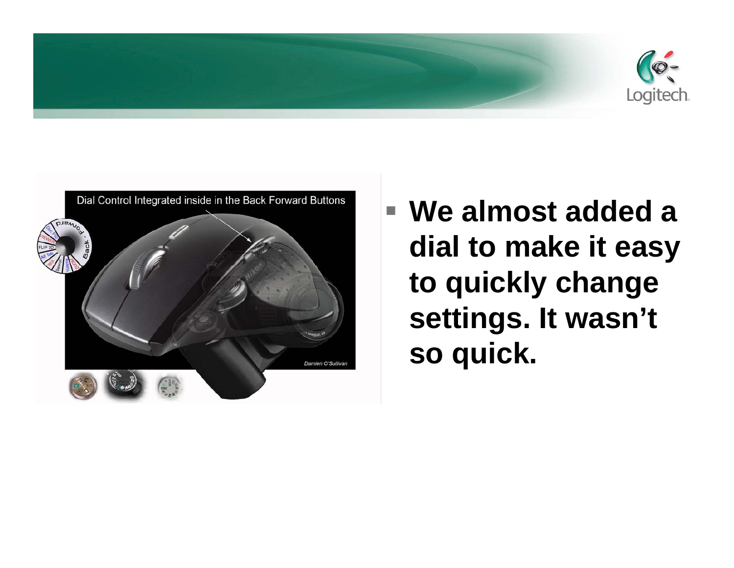- **We almost added a dial to make it easy to quickly change settings. It wasn't so quick.**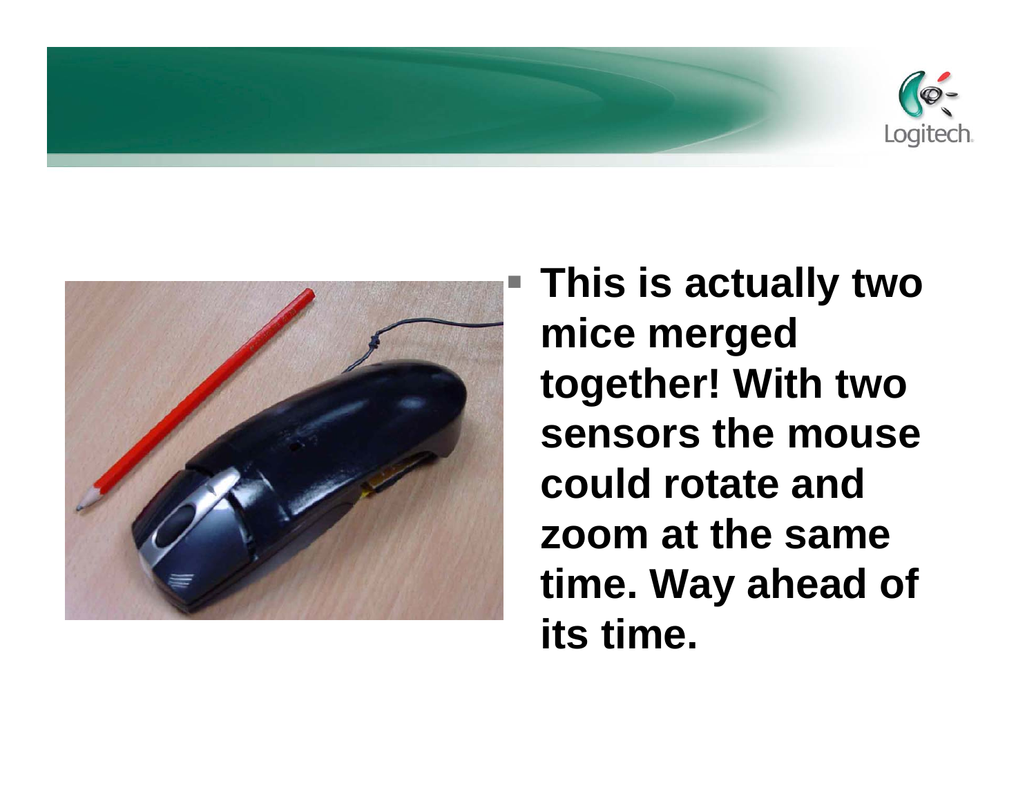- **This is actually two mice merged together! With two sensors the mouse could rotate and zoom at the same time. Way ahead of its time.**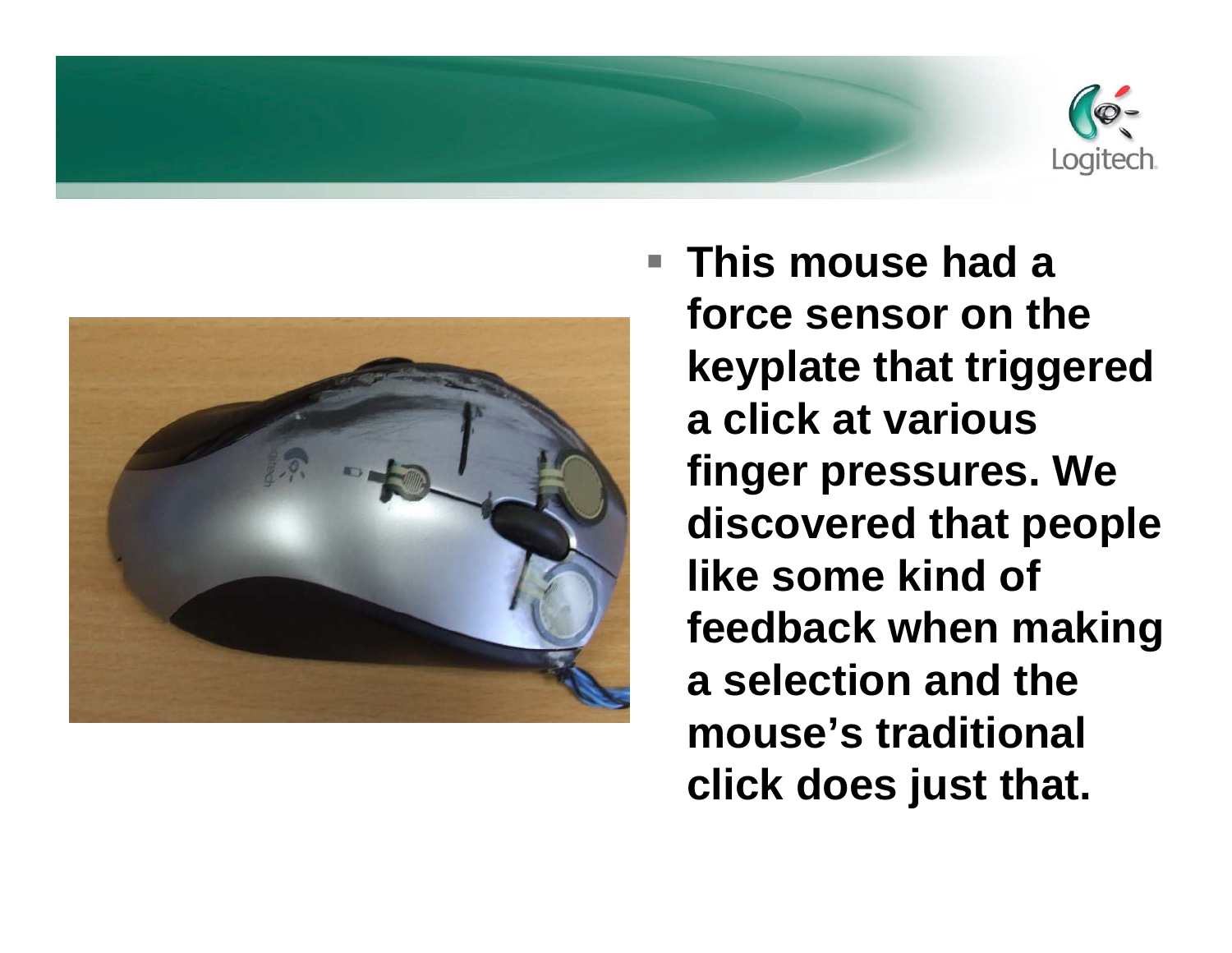- **This mouse had a force sensor on the keyplate that triggered a click at various finger pressures. We discovered that people like some kind of feedback when making a selection and the mouse's traditional click does just that.**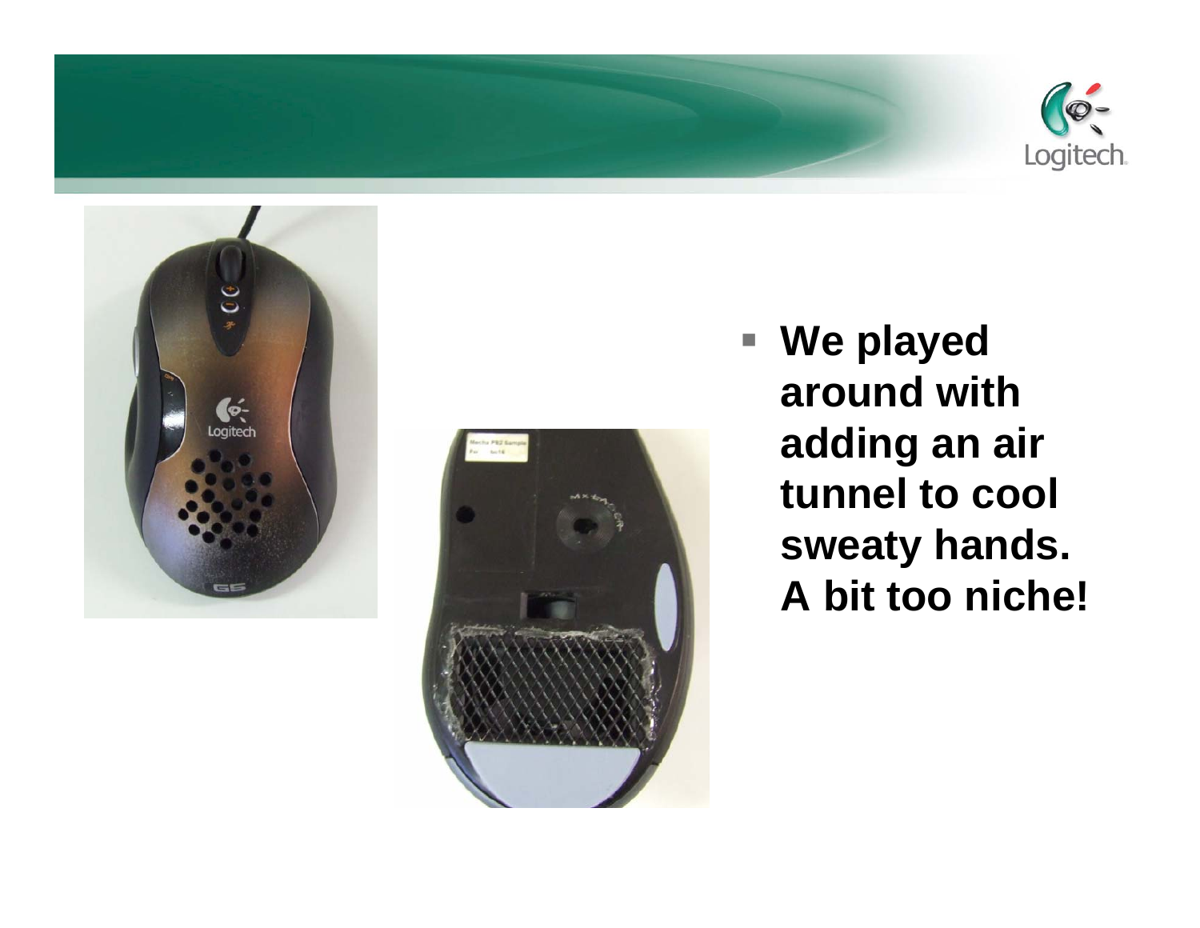- **We played around with adding an air tunnel to cool sweaty hands. A bit too niche!**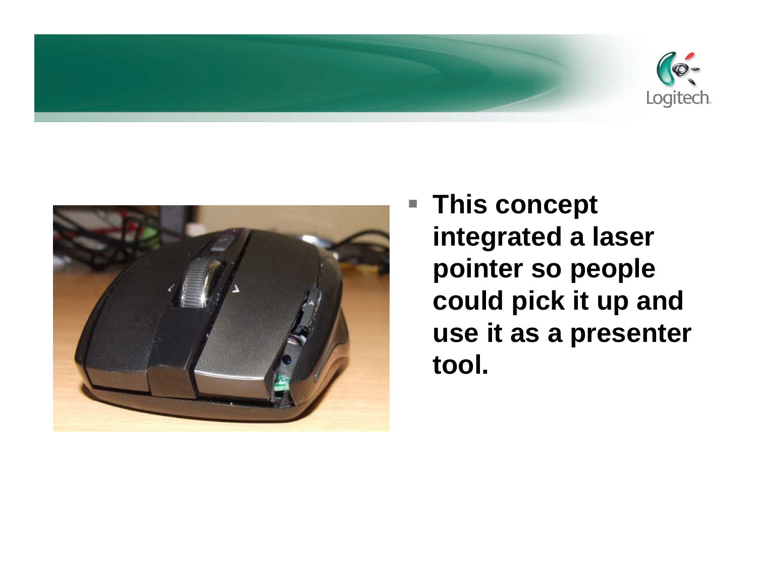- **This concept integrated a laser pointer so people could pick it up and use it as a presenter tool.**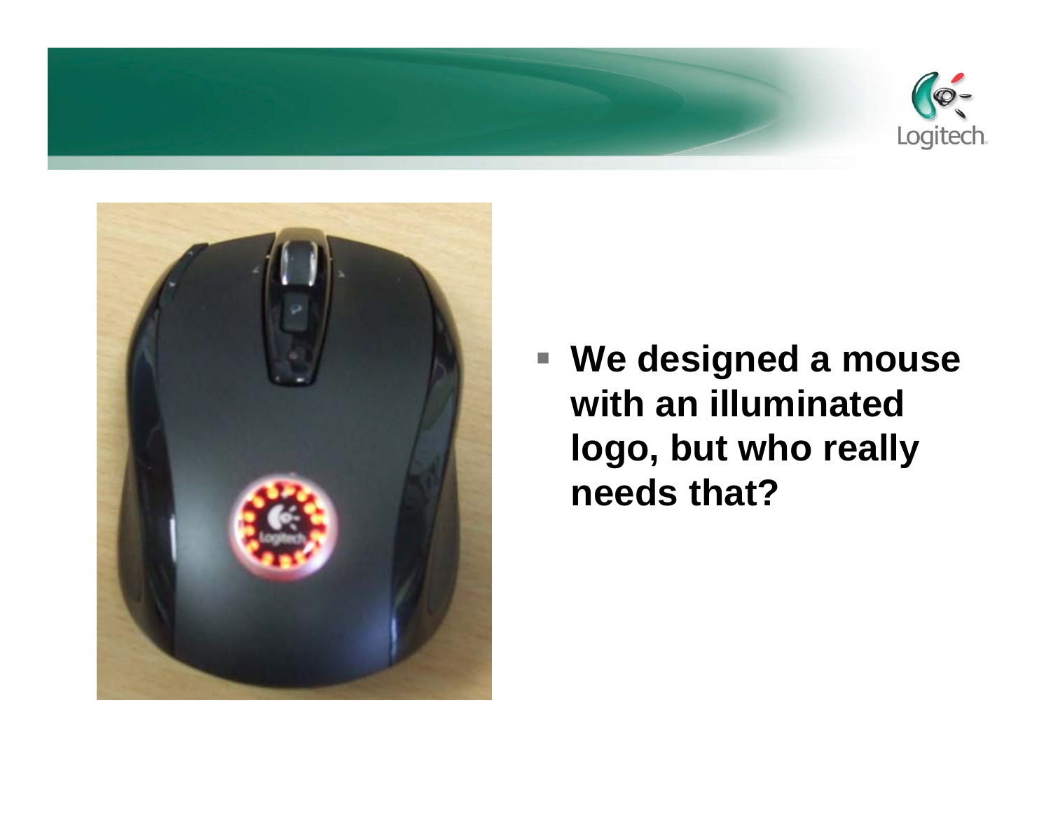- **We designed a mouse with an illuminated logo, but who really needs that?**